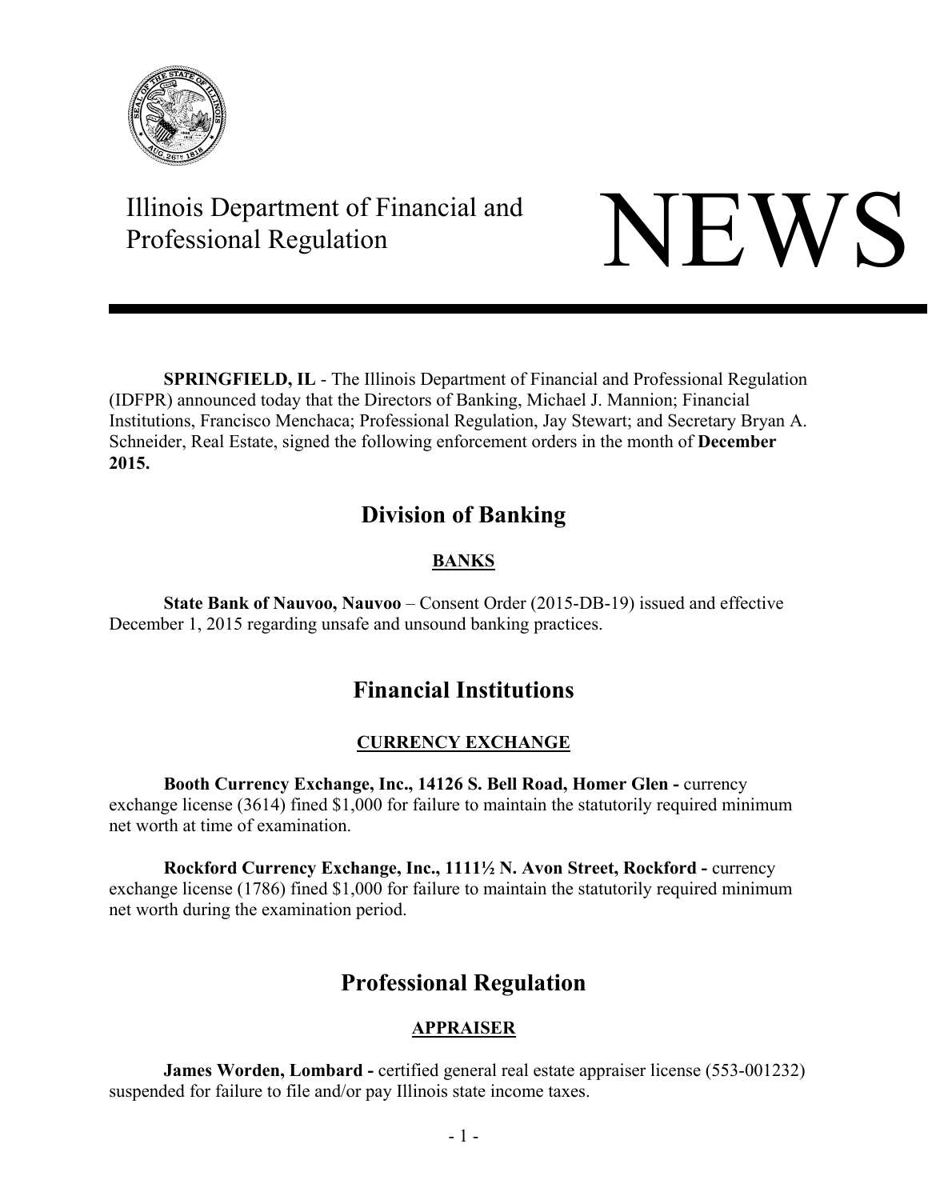Illinois Department of Financial and Professional Regulation

# NEWS

**SPRINGFIELD, IL** - The Illinois Department of Financial and Professional Regulation (IDFPR) announced today that the Directors of Banking, Michael J. Mannion; Financial Institutions, Francisco Menchaca; Professional Regulation, Jay Stewart; and Secretary Bryan A. Schneider, Real Estate, signed the following enforcement orders in the month of **December 2015.**

## Division of Banking

### BANKS

**State Bank of Nauvoo, Nauvoo** – Consent Order (2015-DB-19) issued and effective December 1, 2015 regarding unsafe and unsound banking practices.

## Financial Institutions

### CURRENCY EXCHANGE

**Booth Currency Exchange, Inc., 14126 S. Bell Road, Homer Glen -** currency exchange license (3614) fined $1,000 for failure to maintain the statutorily required minimum net worth at time of examination.

**Rockford Currency Exchange, Inc., 1111½ N. Avon Street, Rockford -** currency exchange license (1786) fined $1,000 for failure to maintain the statutorily required minimum net worth during the examination period.

## Professional Regulation

### APPRAISER

**James Worden, Lombard -** certified general real estate appraiser license (553-001232) suspended for failure to file and/or pay Illinois state income taxes.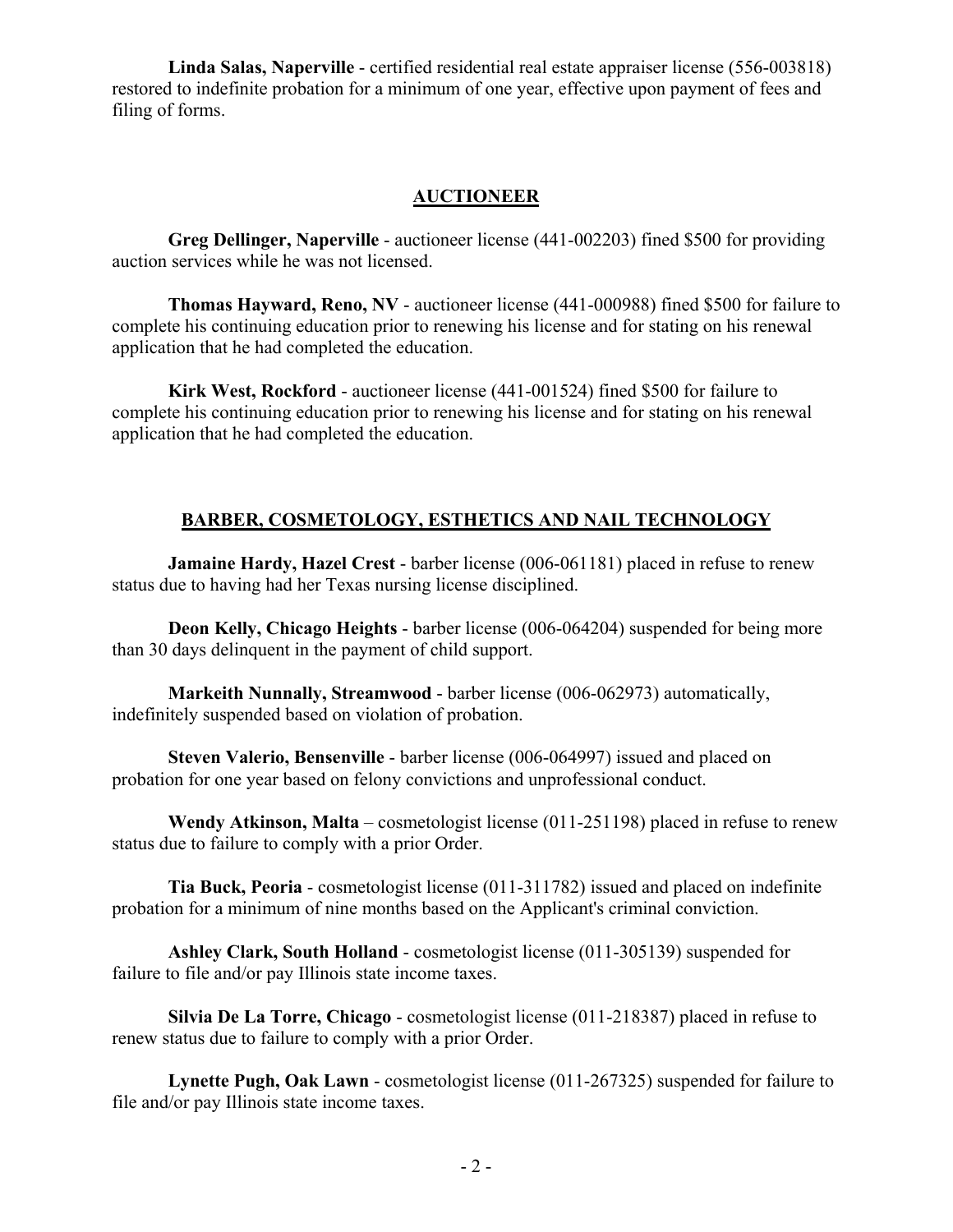**Linda Salas, Naperville** - certified residential real estate appraiser license (556-003818) restored to indefinite probation for a minimum of one year, effective upon payment of fees and filing of forms.

## AUCTIONEER

**Greg Dellinger, Naperville** - auctioneer license (441-002203) fined $500 for providing auction services while he was not licensed.

**Thomas Hayward, Reno, NV** - auctioneer license (441-000988) fined $500 for failure to complete his continuing education prior to renewing his license and for stating on his renewal application that he had completed the education.

**Kirk West, Rockford** - auctioneer license (441-001524) fined $500 for failure to complete his continuing education prior to renewing his license and for stating on his renewal application that he had completed the education.

## BARBER, COSMETOLOGY, ESTHETICS AND NAIL TECHNOLOGY

**Jamaine Hardy, Hazel Crest** - barber license (006-061181) placed in refuse to renew status due to having had her Texas nursing license disciplined.

**Deon Kelly, Chicago Heights** - barber license (006-064204) suspended for being more than 30 days delinquent in the payment of child support.

**Markeith Nunnally, Streamwood** - barber license (006-062973) automatically, indefinitely suspended based on violation of probation.

**Steven Valerio, Bensenville** - barber license (006-064997) issued and placed on probation for one year based on felony convictions and unprofessional conduct.

**Wendy Atkinson, Malta** – cosmetologist license (011-251198) placed in refuse to renew status due to failure to comply with a prior Order.

**Tia Buck, Peoria** - cosmetologist license (011-311782) issued and placed on indefinite probation for a minimum of nine months based on the Applicant's criminal conviction.

**Ashley Clark, South Holland** - cosmetologist license (011-305139) suspended for failure to file and/or pay Illinois state income taxes.

**Silvia De La Torre, Chicago** - cosmetologist license (011-218387) placed in refuse to renew status due to failure to comply with a prior Order.

**Lynette Pugh, Oak Lawn** - cosmetologist license (011-267325) suspended for failure to file and/or pay Illinois state income taxes.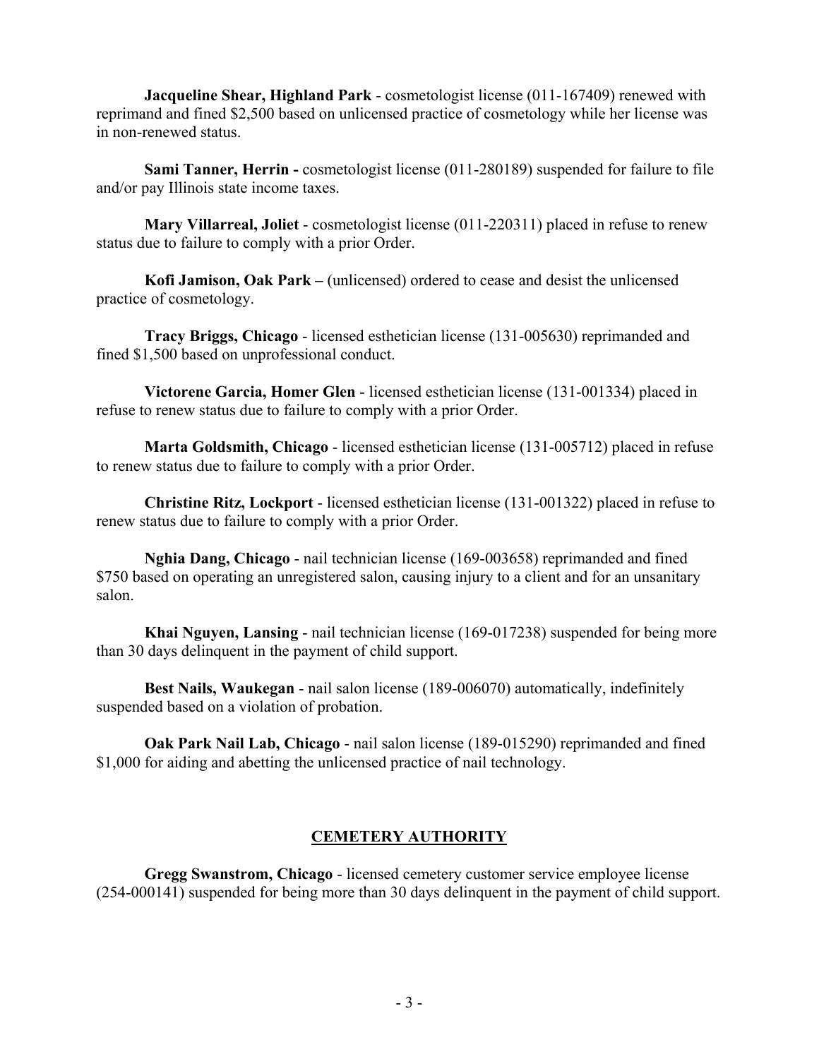**Jacqueline Shear, Highland Park** - cosmetologist license (011-167409) renewed with reprimand and fined $2,500 based on unlicensed practice of cosmetology while her license was in non-renewed status.

**Sami Tanner, Herrin -** cosmetologist license (011-280189) suspended for failure to file and/or pay Illinois state income taxes.

**Mary Villarreal, Joliet** - cosmetologist license (011-220311) placed in refuse to renew status due to failure to comply with a prior Order.

**Kofi Jamison, Oak Park –** (unlicensed) ordered to cease and desist the unlicensed practice of cosmetology.

**Tracy Briggs, Chicago** - licensed esthetician license (131-005630) reprimanded and fined $1,500 based on unprofessional conduct.

**Victorene Garcia, Homer Glen** - licensed esthetician license (131-001334) placed in refuse to renew status due to failure to comply with a prior Order.

**Marta Goldsmith, Chicago** - licensed esthetician license (131-005712) placed in refuse to renew status due to failure to comply with a prior Order.

**Christine Ritz, Lockport** - licensed esthetician license (131-001322) placed in refuse to renew status due to failure to comply with a prior Order.

**Nghia Dang, Chicago** - nail technician license (169-003658) reprimanded and fined $750 based on operating an unregistered salon, causing injury to a client and for an unsanitary salon.

**Khai Nguyen, Lansing** - nail technician license (169-017238) suspended for being more than 30 days delinquent in the payment of child support.

**Best Nails, Waukegan** - nail salon license (189-006070) automatically, indefinitely suspended based on a violation of probation.

**Oak Park Nail Lab, Chicago** - nail salon license (189-015290) reprimanded and fined $1,000 for aiding and abetting the unlicensed practice of nail technology.

## CEMETERY AUTHORITY

**Gregg Swanstrom, Chicago** - licensed cemetery customer service employee license (254-000141) suspended for being more than 30 days delinquent in the payment of child support.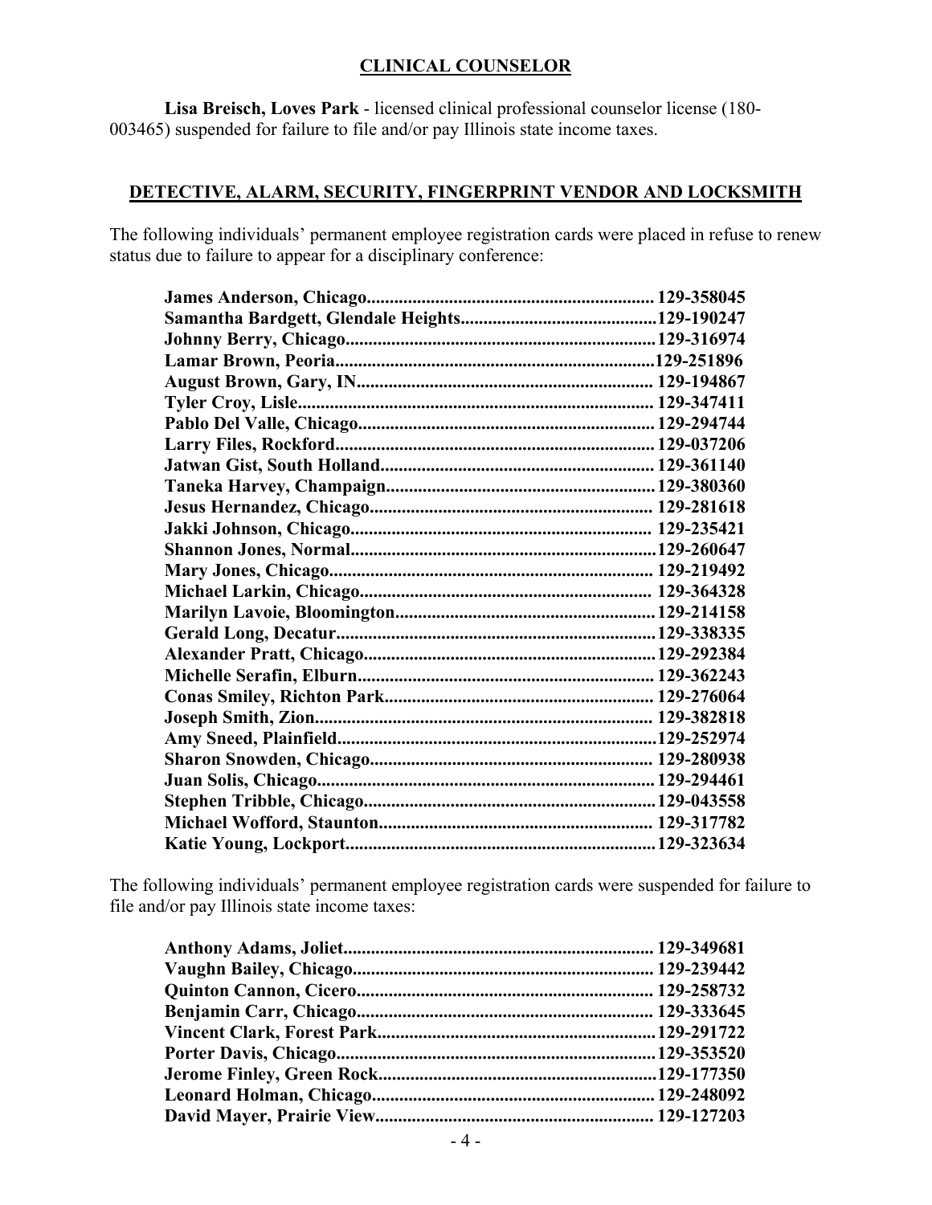## CLINICAL COUNSELOR

**Lisa Breisch, Loves Park** - licensed clinical professional counselor license (180-003465) suspended for failure to file and/or pay Illinois state income taxes.

## DETECTIVE, ALARM, SECURITY, FINGERPRINT VENDOR AND LOCKSMITH

The following individuals' permanent employee registration cards were placed in refuse to renew status due to failure to appear for a disciplinary conference:

**James Anderson, Chicago................................................................. 129-358045**
**Samantha Bardgett, Glendale Heights...........................................129-190247**
**Johnny Berry, Chicago...................................................................129-316974**
**Lamar Brown, Peoria.....................................................................129-251896**
**August Brown, Gary, IN................................................................ 129-194867**
**Tyler Croy, Lisle............................................................................. 129-347411**
**Pablo Del Valle, Chicago................................................................. 129-294744**
**Larry Files, Rockford...................................................................... 129-037206**
**Jatwan Gist, South Holland............................................................ 129-361140**
**Taneka Harvey, Champaign...........................................................129-380360**
**Jesus Hernandez, Chicago............................................................. 129-281618**
**Jakki Johnson, Chicago................................................................. 129-235421**
**Shannon Jones, Normal..................................................................129-260647**
**Mary Jones, Chicago...................................................................... 129-219492**
**Michael Larkin, Chicago................................................................ 129-364328**
**Marilyn Lavoie, Bloomington.........................................................129-214158**
**Gerald Long, Decatur......................................................................129-338335**
**Alexander Pratt, Chicago...............................................................129-292384**
**Michelle Serafin, Elburn................................................................ 129-362243**
**Conas Smiley, Richton Park........................................................... 129-276064**
**Joseph Smith, Zion......................................................................... 129-382818**
**Amy Sneed, Plainfield.....................................................................129-252974**
**Sharon Snowden, Chicago............................................................. 129-280938**
**Juan Solis, Chicago......................................................................... 129-294461**
**Stephen Tribble, Chicago...............................................................129-043558**
**Michael Wofford, Staunton............................................................ 129-317782**
**Katie Young, Lockport...................................................................129-323634**

The following individuals' permanent employee registration cards were suspended for failure to file and/or pay Illinois state income taxes:

**Anthony Adams, Joliet................................................................... 129-349681**
**Vaughn Bailey, Chicago................................................................. 129-239442**
**Quinton Cannon, Cicero................................................................ 129-258732**
**Benjamin Carr, Chicago................................................................ 129-333645**
**Vincent Clark, Forest Park.............................................................129-291722**
**Porter Davis, Chicago.....................................................................129-353520**
**Jerome Finley, Green Rock............................................................129-177350**
**Leonard Holman, Chicago............................................................. 129-248092**
**David Mayer, Prairie View............................................................ 129-127203**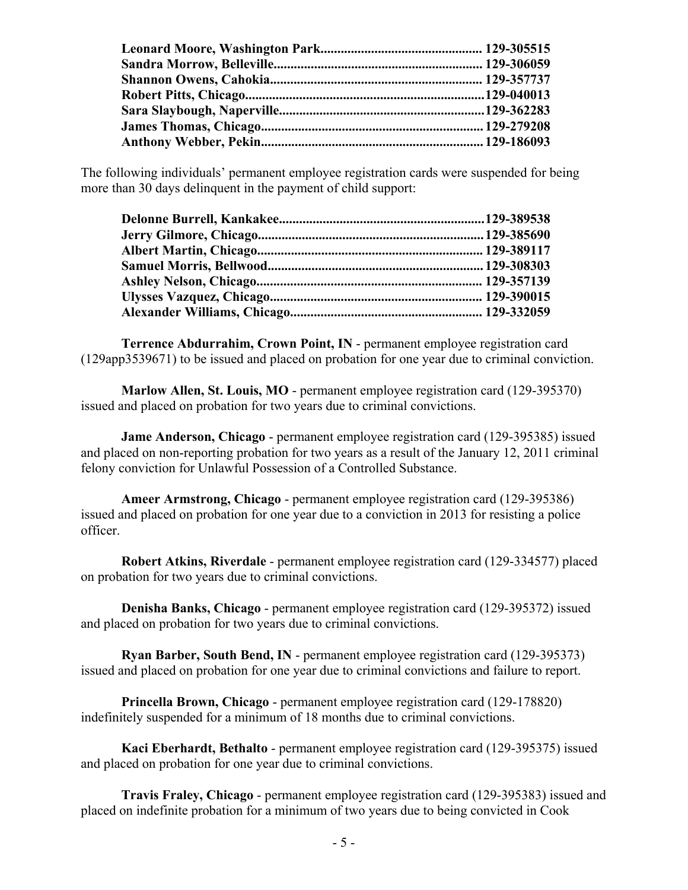**Leonard Moore, Washington Park................................................ 129-305515**
**Sandra Morrow, Belleville.............................................................. 129-306059**
**Shannon Owens, Cahokia............................................................... 129-357737**
**Robert Pitts, Chicago.......................................................................129-040013**
**Sara Slaybough, Naperville.............................................................129-362283**
**James Thomas, Chicago.................................................................. 129-279208**
**Anthony Webber, Pekin.................................................................. 129-186093**

The following individuals' permanent employee registration cards were suspended for being more than 30 days delinquent in the payment of child support:

**Delonne Burrell, Kankakee.............................................................129-389538**
**Jerry Gilmore, Chicago...................................................................129-385690**
**Albert Martin, Chicago................................................................... 129-389117**
**Samuel Morris, Bellwood............................................................... 129-308303**
**Ashley Nelson, Chicago.................................................................. 129-357139**
**Ulysses Vazquez, Chicago.............................................................. 129-390015**
**Alexander Williams, Chicago......................................................... 129-332059**

**Terrence Abdurrahim, Crown Point, IN** - permanent employee registration card (129app3539671) to be issued and placed on probation for one year due to criminal conviction.

**Marlow Allen, St. Louis, MO** - permanent employee registration card (129-395370) issued and placed on probation for two years due to criminal convictions.

**Jame Anderson, Chicago** - permanent employee registration card (129-395385) issued and placed on non-reporting probation for two years as a result of the January 12, 2011 criminal felony conviction for Unlawful Possession of a Controlled Substance.

**Ameer Armstrong, Chicago** - permanent employee registration card (129-395386) issued and placed on probation for one year due to a conviction in 2013 for resisting a police officer.

**Robert Atkins, Riverdale** - permanent employee registration card (129-334577) placed on probation for two years due to criminal convictions.

**Denisha Banks, Chicago** - permanent employee registration card (129-395372) issued and placed on probation for two years due to criminal convictions.

**Ryan Barber, South Bend, IN** - permanent employee registration card (129-395373) issued and placed on probation for one year due to criminal convictions and failure to report.

**Princella Brown, Chicago** - permanent employee registration card (129-178820) indefinitely suspended for a minimum of 18 months due to criminal convictions.

**Kaci Eberhardt, Bethalto** - permanent employee registration card (129-395375) issued and placed on probation for one year due to criminal convictions.

**Travis Fraley, Chicago** - permanent employee registration card (129-395383) issued and placed on indefinite probation for a minimum of two years due to being convicted in Cook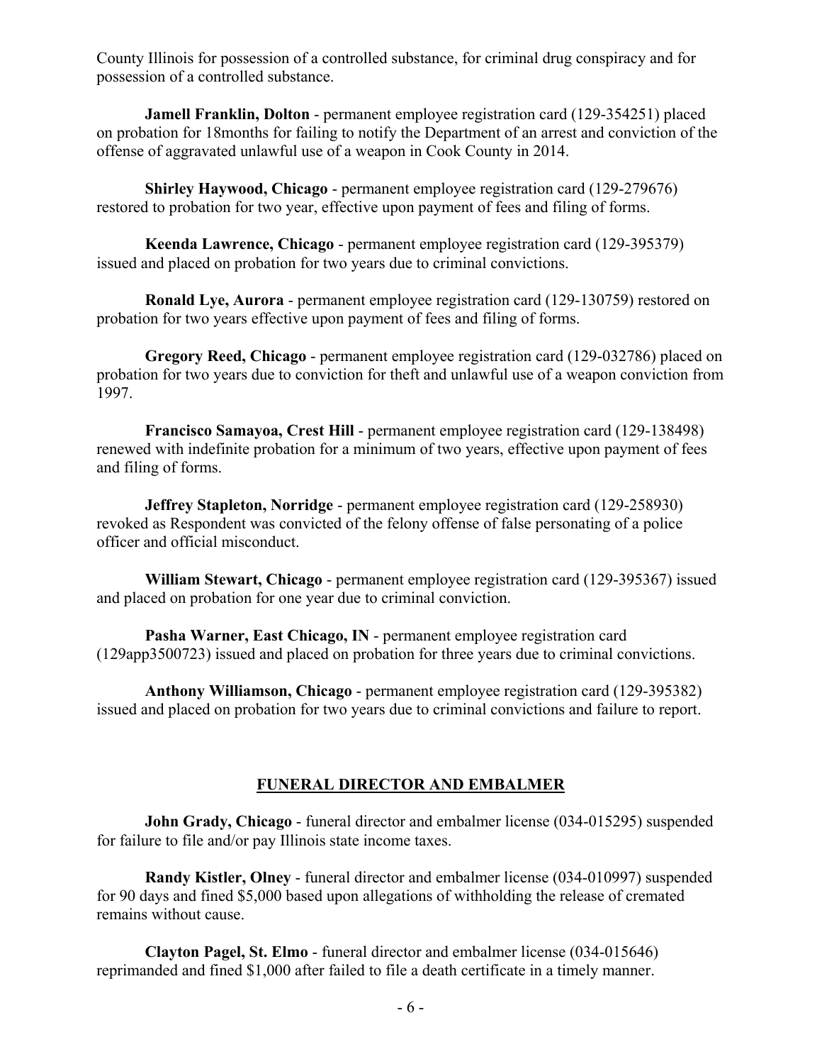County Illinois for possession of a controlled substance, for criminal drug conspiracy and for possession of a controlled substance.

**Jamell Franklin, Dolton** - permanent employee registration card (129-354251) placed on probation for 18months for failing to notify the Department of an arrest and conviction of the offense of aggravated unlawful use of a weapon in Cook County in 2014.

**Shirley Haywood, Chicago** - permanent employee registration card (129-279676) restored to probation for two year, effective upon payment of fees and filing of forms.

**Keenda Lawrence, Chicago** - permanent employee registration card (129-395379) issued and placed on probation for two years due to criminal convictions.

**Ronald Lye, Aurora** - permanent employee registration card (129-130759) restored on probation for two years effective upon payment of fees and filing of forms.

**Gregory Reed, Chicago** - permanent employee registration card (129-032786) placed on probation for two years due to conviction for theft and unlawful use of a weapon conviction from 1997.

**Francisco Samayoa, Crest Hill** - permanent employee registration card (129-138498) renewed with indefinite probation for a minimum of two years, effective upon payment of fees and filing of forms.

**Jeffrey Stapleton, Norridge** - permanent employee registration card (129-258930) revoked as Respondent was convicted of the felony offense of false personating of a police officer and official misconduct.

**William Stewart, Chicago** - permanent employee registration card (129-395367) issued and placed on probation for one year due to criminal conviction.

**Pasha Warner, East Chicago, IN** - permanent employee registration card (129app3500723) issued and placed on probation for three years due to criminal convictions.

**Anthony Williamson, Chicago** - permanent employee registration card (129-395382) issued and placed on probation for two years due to criminal convictions and failure to report.

## FUNERAL DIRECTOR AND EMBALMER

**John Grady, Chicago** - funeral director and embalmer license (034-015295) suspended for failure to file and/or pay Illinois state income taxes.

**Randy Kistler, Olney** - funeral director and embalmer license (034-010997) suspended for 90 days and fined $5,000 based upon allegations of withholding the release of cremated remains without cause.

**Clayton Pagel, St. Elmo** - funeral director and embalmer license (034-015646) reprimanded and fined $1,000 after failed to file a death certificate in a timely manner.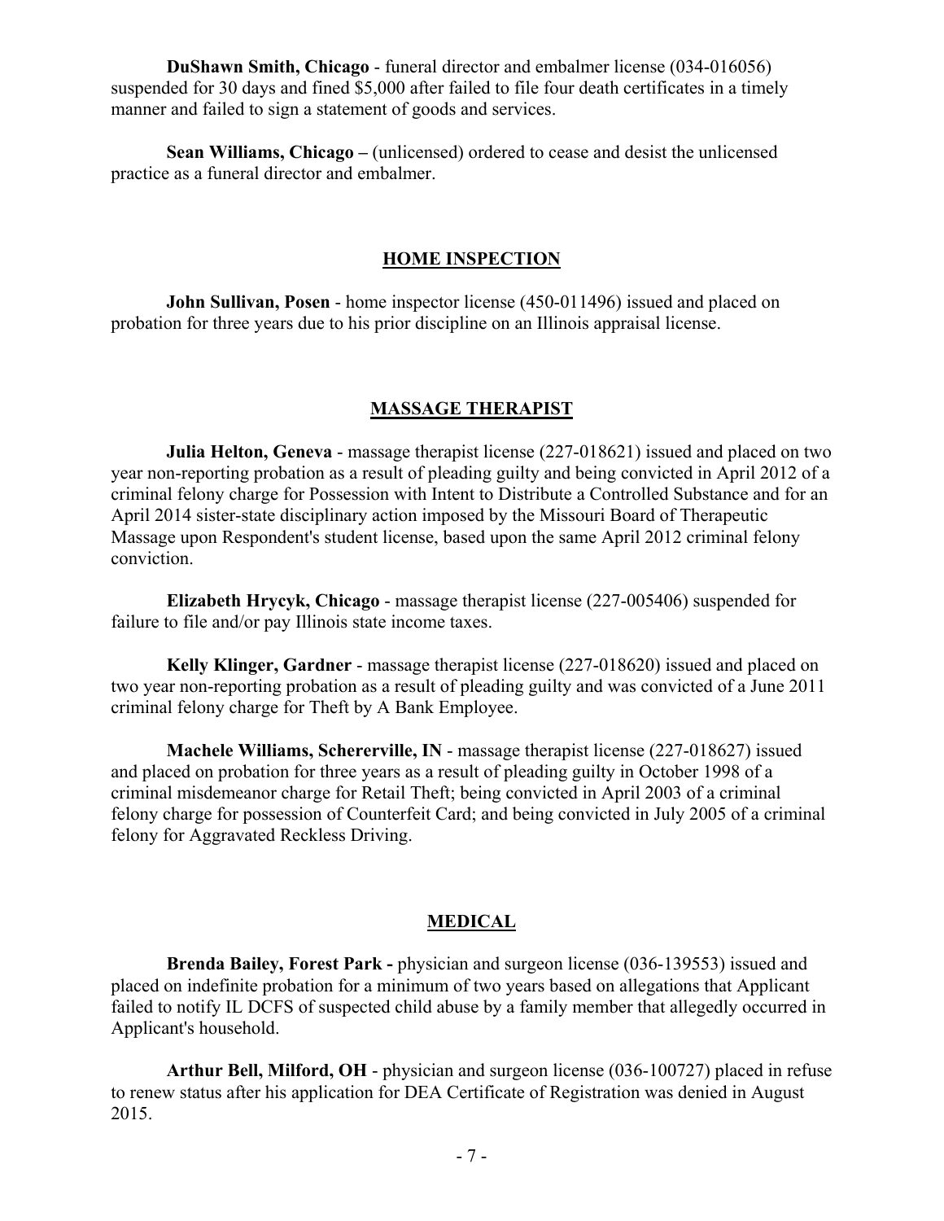**DuShawn Smith, Chicago** - funeral director and embalmer license (034-016056) suspended for 30 days and fined $5,000 after failed to file four death certificates in a timely manner and failed to sign a statement of goods and services.

**Sean Williams, Chicago –** (unlicensed) ordered to cease and desist the unlicensed practice as a funeral director and embalmer.

## HOME INSPECTION

**John Sullivan, Posen** - home inspector license (450-011496) issued and placed on probation for three years due to his prior discipline on an Illinois appraisal license.

## MASSAGE THERAPIST

**Julia Helton, Geneva** - massage therapist license (227-018621) issued and placed on two year non-reporting probation as a result of pleading guilty and being convicted in April 2012 of a criminal felony charge for Possession with Intent to Distribute a Controlled Substance and for an April 2014 sister-state disciplinary action imposed by the Missouri Board of Therapeutic Massage upon Respondent's student license, based upon the same April 2012 criminal felony conviction.

**Elizabeth Hrycyk, Chicago** - massage therapist license (227-005406) suspended for failure to file and/or pay Illinois state income taxes.

**Kelly Klinger, Gardner** - massage therapist license (227-018620) issued and placed on two year non-reporting probation as a result of pleading guilty and was convicted of a June 2011 criminal felony charge for Theft by A Bank Employee.

**Machele Williams, Schererville, IN** - massage therapist license (227-018627) issued and placed on probation for three years as a result of pleading guilty in October 1998 of a criminal misdemeanor charge for Retail Theft; being convicted in April 2003 of a criminal felony charge for possession of Counterfeit Card; and being convicted in July 2005 of a criminal felony for Aggravated Reckless Driving.

## MEDICAL

**Brenda Bailey, Forest Park -** physician and surgeon license (036-139553) issued and placed on indefinite probation for a minimum of two years based on allegations that Applicant failed to notify IL DCFS of suspected child abuse by a family member that allegedly occurred in Applicant's household.

**Arthur Bell, Milford, OH** - physician and surgeon license (036-100727) placed in refuse to renew status after his application for DEA Certificate of Registration was denied in August 2015.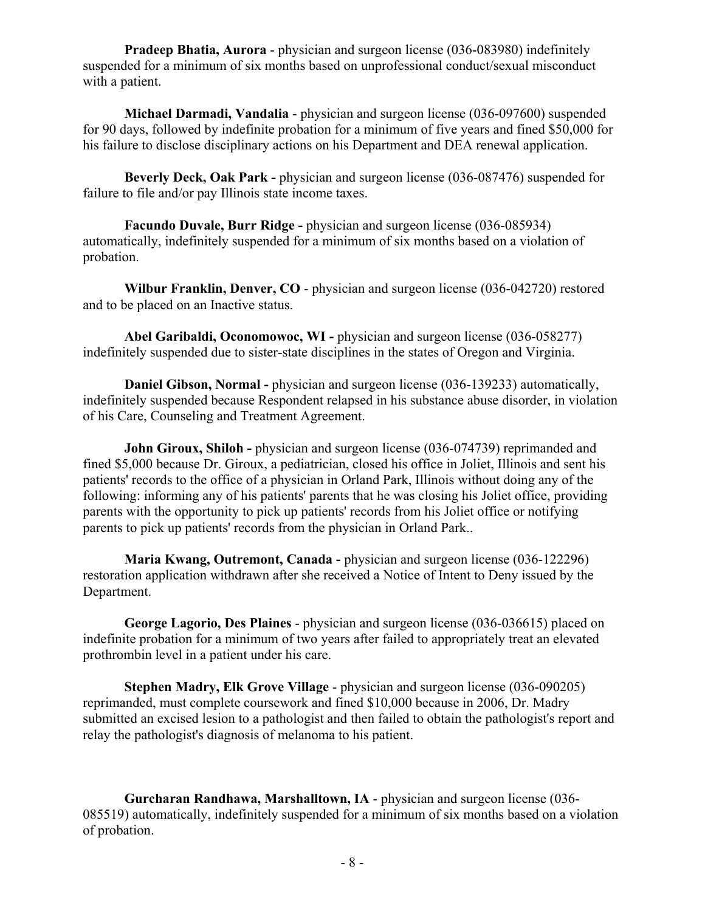**Pradeep Bhatia, Aurora** - physician and surgeon license (036-083980) indefinitely suspended for a minimum of six months based on unprofessional conduct/sexual misconduct with a patient.

**Michael Darmadi, Vandalia** - physician and surgeon license (036-097600) suspended for 90 days, followed by indefinite probation for a minimum of five years and fined $50,000 for his failure to disclose disciplinary actions on his Department and DEA renewal application.

**Beverly Deck, Oak Park -** physician and surgeon license (036-087476) suspended for failure to file and/or pay Illinois state income taxes.

**Facundo Duvale, Burr Ridge -** physician and surgeon license (036-085934) automatically, indefinitely suspended for a minimum of six months based on a violation of probation.

**Wilbur Franklin, Denver, CO** - physician and surgeon license (036-042720) restored and to be placed on an Inactive status.

**Abel Garibaldi, Oconomowoc, WI -** physician and surgeon license (036-058277) indefinitely suspended due to sister-state disciplines in the states of Oregon and Virginia.

**Daniel Gibson, Normal -** physician and surgeon license (036-139233) automatically, indefinitely suspended because Respondent relapsed in his substance abuse disorder, in violation of his Care, Counseling and Treatment Agreement.

**John Giroux, Shiloh -** physician and surgeon license (036-074739) reprimanded and fined $5,000 because Dr. Giroux, a pediatrician, closed his office in Joliet, Illinois and sent his patients' records to the office of a physician in Orland Park, Illinois without doing any of the following: informing any of his patients' parents that he was closing his Joliet office, providing parents with the opportunity to pick up patients' records from his Joliet office or notifying parents to pick up patients' records from the physician in Orland Park..

**Maria Kwang, Outremont, Canada -** physician and surgeon license (036-122296) restoration application withdrawn after she received a Notice of Intent to Deny issued by the Department.

**George Lagorio, Des Plaines** - physician and surgeon license (036-036615) placed on indefinite probation for a minimum of two years after failed to appropriately treat an elevated prothrombin level in a patient under his care.

**Stephen Madry, Elk Grove Village** - physician and surgeon license (036-090205) reprimanded, must complete coursework and fined $10,000 because in 2006, Dr. Madry submitted an excised lesion to a pathologist and then failed to obtain the pathologist's report and relay the pathologist's diagnosis of melanoma to his patient.

**Gurcharan Randhawa, Marshalltown, IA** - physician and surgeon license (036-085519) automatically, indefinitely suspended for a minimum of six months based on a violation of probation.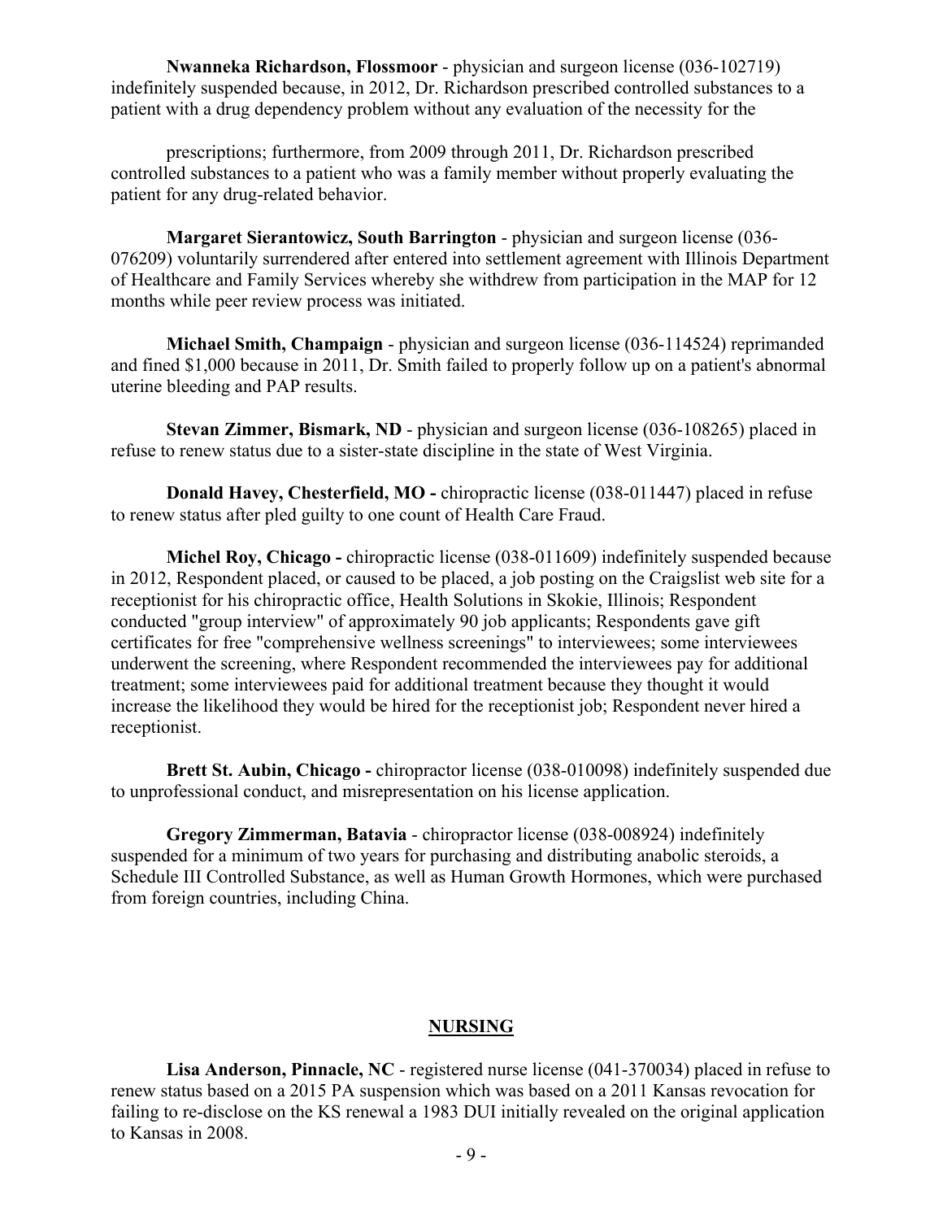**Nwanneka Richardson, Flossmoor** - physician and surgeon license (036-102719) indefinitely suspended because, in 2012, Dr. Richardson prescribed controlled substances to a patient with a drug dependency problem without any evaluation of the necessity for the prescriptions; furthermore, from 2009 through 2011, Dr. Richardson prescribed controlled substances to a patient who was a family member without properly evaluating the patient for any drug-related behavior.

**Margaret Sierantowicz, South Barrington** - physician and surgeon license (036-076209) voluntarily surrendered after entered into settlement agreement with Illinois Department of Healthcare and Family Services whereby she withdrew from participation in the MAP for 12 months while peer review process was initiated.

**Michael Smith, Champaign** - physician and surgeon license (036-114524) reprimanded and fined $1,000 because in 2011, Dr. Smith failed to properly follow up on a patient's abnormal uterine bleeding and PAP results.

**Stevan Zimmer, Bismark, ND** - physician and surgeon license (036-108265) placed in refuse to renew status due to a sister-state discipline in the state of West Virginia.

**Donald Havey, Chesterfield, MO -** chiropractic license (038-011447) placed in refuse to renew status after pled guilty to one count of Health Care Fraud.

**Michel Roy, Chicago -** chiropractic license (038-011609) indefinitely suspended because in 2012, Respondent placed, or caused to be placed, a job posting on the Craigslist web site for a receptionist for his chiropractic office, Health Solutions in Skokie, Illinois; Respondent conducted "group interview" of approximately 90 job applicants; Respondents gave gift certificates for free "comprehensive wellness screenings" to interviewees; some interviewees underwent the screening, where Respondent recommended the interviewees pay for additional treatment; some interviewees paid for additional treatment because they thought it would increase the likelihood they would be hired for the receptionist job; Respondent never hired a receptionist.

**Brett St. Aubin, Chicago -** chiropractor license (038-010098) indefinitely suspended due to unprofessional conduct, and misrepresentation on his license application.

**Gregory Zimmerman, Batavia** - chiropractor license (038-008924) indefinitely suspended for a minimum of two years for purchasing and distributing anabolic steroids, a Schedule III Controlled Substance, as well as Human Growth Hormones, which were purchased from foreign countries, including China.

## NURSING

**Lisa Anderson, Pinnacle, NC** - registered nurse license (041-370034) placed in refuse to renew status based on a 2015 PA suspension which was based on a 2011 Kansas revocation for failing to re-disclose on the KS renewal a 1983 DUI initially revealed on the original application to Kansas in 2008.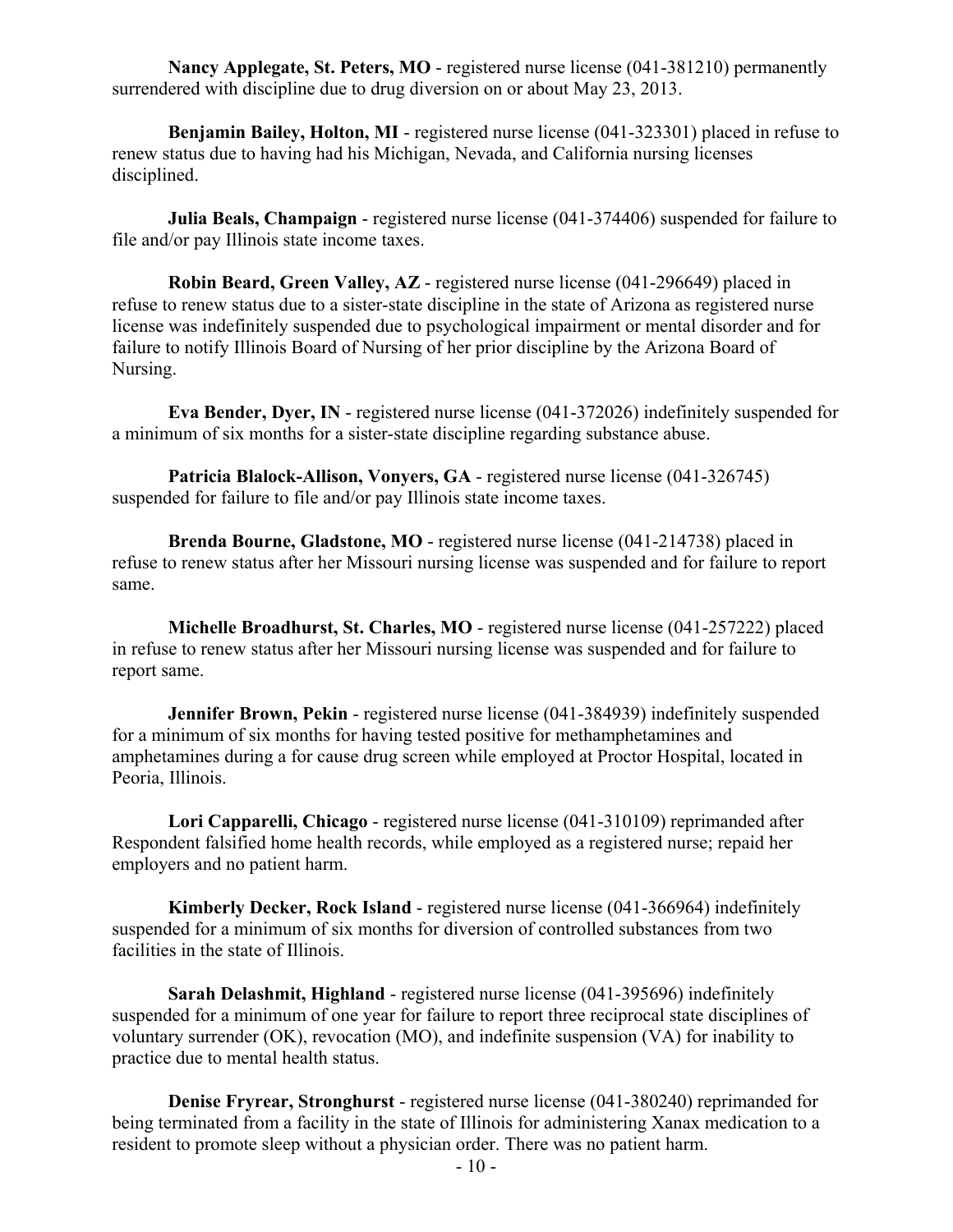**Nancy Applegate, St. Peters, MO** - registered nurse license (041-381210) permanently surrendered with discipline due to drug diversion on or about May 23, 2013.

**Benjamin Bailey, Holton, MI** - registered nurse license (041-323301) placed in refuse to renew status due to having had his Michigan, Nevada, and California nursing licenses disciplined.

**Julia Beals, Champaign** - registered nurse license (041-374406) suspended for failure to file and/or pay Illinois state income taxes.

**Robin Beard, Green Valley, AZ** - registered nurse license (041-296649) placed in refuse to renew status due to a sister-state discipline in the state of Arizona as registered nurse license was indefinitely suspended due to psychological impairment or mental disorder and for failure to notify Illinois Board of Nursing of her prior discipline by the Arizona Board of Nursing.

**Eva Bender, Dyer, IN** - registered nurse license (041-372026) indefinitely suspended for a minimum of six months for a sister-state discipline regarding substance abuse.

**Patricia Blalock-Allison, Vonyers, GA** - registered nurse license (041-326745) suspended for failure to file and/or pay Illinois state income taxes.

**Brenda Bourne, Gladstone, MO** - registered nurse license (041-214738) placed in refuse to renew status after her Missouri nursing license was suspended and for failure to report same.

**Michelle Broadhurst, St. Charles, MO** - registered nurse license (041-257222) placed in refuse to renew status after her Missouri nursing license was suspended and for failure to report same.

**Jennifer Brown, Pekin** - registered nurse license (041-384939) indefinitely suspended for a minimum of six months for having tested positive for methamphetamines and amphetamines during a for cause drug screen while employed at Proctor Hospital, located in Peoria, Illinois.

**Lori Capparelli, Chicago** - registered nurse license (041-310109) reprimanded after Respondent falsified home health records, while employed as a registered nurse; repaid her employers and no patient harm.

**Kimberly Decker, Rock Island** - registered nurse license (041-366964) indefinitely suspended for a minimum of six months for diversion of controlled substances from two facilities in the state of Illinois.

**Sarah Delashmit, Highland** - registered nurse license (041-395696) indefinitely suspended for a minimum of one year for failure to report three reciprocal state disciplines of voluntary surrender (OK), revocation (MO), and indefinite suspension (VA) for inability to practice due to mental health status.

**Denise Fryrear, Stronghurst** - registered nurse license (041-380240) reprimanded for being terminated from a facility in the state of Illinois for administering Xanax medication to a resident to promote sleep without a physician order. There was no patient harm.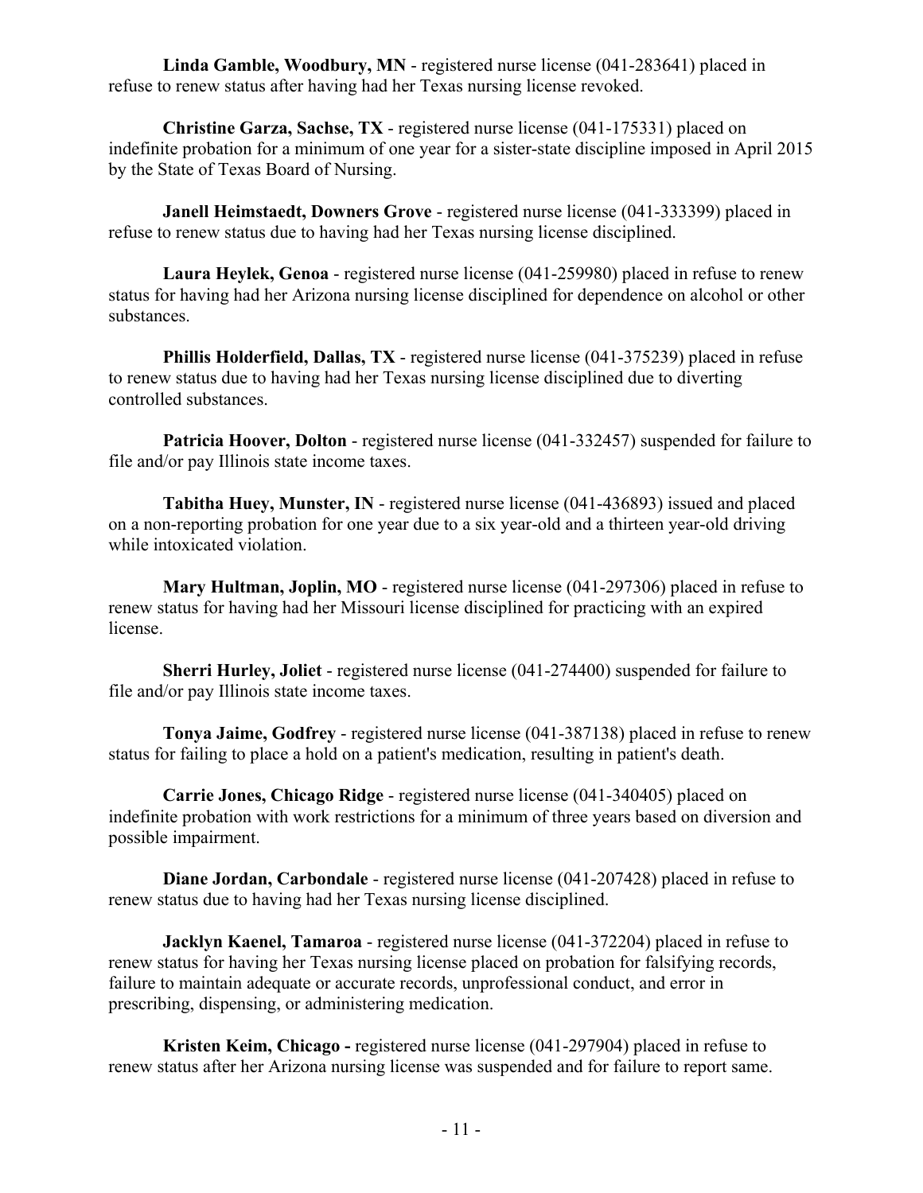**Linda Gamble, Woodbury, MN** - registered nurse license (041-283641) placed in refuse to renew status after having had her Texas nursing license revoked.

**Christine Garza, Sachse, TX** - registered nurse license (041-175331) placed on indefinite probation for a minimum of one year for a sister-state discipline imposed in April 2015 by the State of Texas Board of Nursing.

**Janell Heimstaedt, Downers Grove** - registered nurse license (041-333399) placed in refuse to renew status due to having had her Texas nursing license disciplined.

**Laura Heylek, Genoa** - registered nurse license (041-259980) placed in refuse to renew status for having had her Arizona nursing license disciplined for dependence on alcohol or other substances.

**Phillis Holderfield, Dallas, TX** - registered nurse license (041-375239) placed in refuse to renew status due to having had her Texas nursing license disciplined due to diverting controlled substances.

**Patricia Hoover, Dolton** - registered nurse license (041-332457) suspended for failure to file and/or pay Illinois state income taxes.

**Tabitha Huey, Munster, IN** - registered nurse license (041-436893) issued and placed on a non-reporting probation for one year due to a six year-old and a thirteen year-old driving while intoxicated violation.

**Mary Hultman, Joplin, MO** - registered nurse license (041-297306) placed in refuse to renew status for having had her Missouri license disciplined for practicing with an expired license.

**Sherri Hurley, Joliet** - registered nurse license (041-274400) suspended for failure to file and/or pay Illinois state income taxes.

**Tonya Jaime, Godfrey** - registered nurse license (041-387138) placed in refuse to renew status for failing to place a hold on a patient's medication, resulting in patient's death.

**Carrie Jones, Chicago Ridge** - registered nurse license (041-340405) placed on indefinite probation with work restrictions for a minimum of three years based on diversion and possible impairment.

**Diane Jordan, Carbondale** - registered nurse license (041-207428) placed in refuse to renew status due to having had her Texas nursing license disciplined.

**Jacklyn Kaenel, Tamaroa** - registered nurse license (041-372204) placed in refuse to renew status for having her Texas nursing license placed on probation for falsifying records, failure to maintain adequate or accurate records, unprofessional conduct, and error in prescribing, dispensing, or administering medication.

**Kristen Keim, Chicago -** registered nurse license (041-297904) placed in refuse to renew status after her Arizona nursing license was suspended and for failure to report same.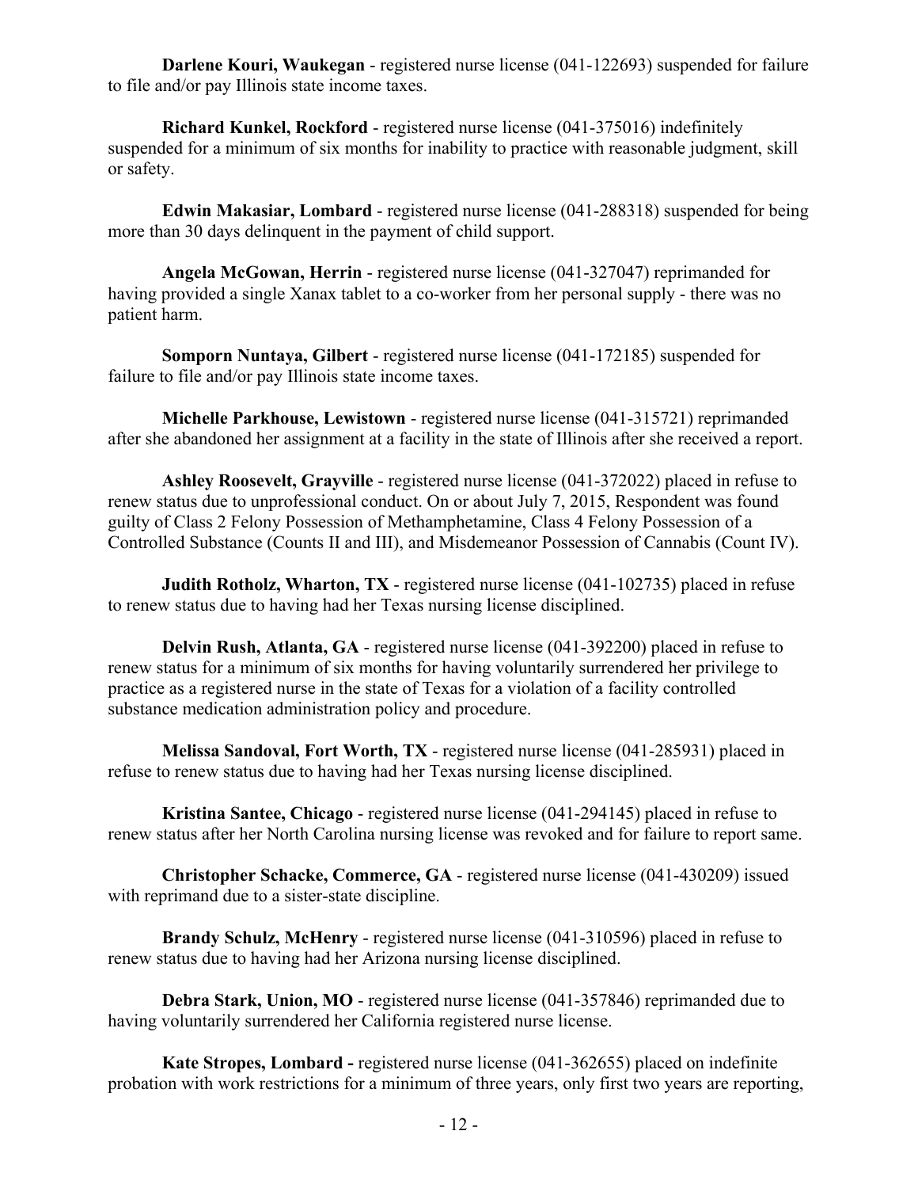**Darlene Kouri, Waukegan** - registered nurse license (041-122693) suspended for failure to file and/or pay Illinois state income taxes.

**Richard Kunkel, Rockford** - registered nurse license (041-375016) indefinitely suspended for a minimum of six months for inability to practice with reasonable judgment, skill or safety.

**Edwin Makasiar, Lombard** - registered nurse license (041-288318) suspended for being more than 30 days delinquent in the payment of child support.

**Angela McGowan, Herrin** - registered nurse license (041-327047) reprimanded for having provided a single Xanax tablet to a co-worker from her personal supply - there was no patient harm.

**Somporn Nuntaya, Gilbert** - registered nurse license (041-172185) suspended for failure to file and/or pay Illinois state income taxes.

**Michelle Parkhouse, Lewistown** - registered nurse license (041-315721) reprimanded after she abandoned her assignment at a facility in the state of Illinois after she received a report.

**Ashley Roosevelt, Grayville** - registered nurse license (041-372022) placed in refuse to renew status due to unprofessional conduct. On or about July 7, 2015, Respondent was found guilty of Class 2 Felony Possession of Methamphetamine, Class 4 Felony Possession of a Controlled Substance (Counts II and III), and Misdemeanor Possession of Cannabis (Count IV).

**Judith Rotholz, Wharton, TX** - registered nurse license (041-102735) placed in refuse to renew status due to having had her Texas nursing license disciplined.

**Delvin Rush, Atlanta, GA** - registered nurse license (041-392200) placed in refuse to renew status for a minimum of six months for having voluntarily surrendered her privilege to practice as a registered nurse in the state of Texas for a violation of a facility controlled substance medication administration policy and procedure.

**Melissa Sandoval, Fort Worth, TX** - registered nurse license (041-285931) placed in refuse to renew status due to having had her Texas nursing license disciplined.

**Kristina Santee, Chicago** - registered nurse license (041-294145) placed in refuse to renew status after her North Carolina nursing license was revoked and for failure to report same.

**Christopher Schacke, Commerce, GA** - registered nurse license (041-430209) issued with reprimand due to a sister-state discipline.

**Brandy Schulz, McHenry** - registered nurse license (041-310596) placed in refuse to renew status due to having had her Arizona nursing license disciplined.

**Debra Stark, Union, MO** - registered nurse license (041-357846) reprimanded due to having voluntarily surrendered her California registered nurse license.

**Kate Stropes, Lombard -** registered nurse license (041-362655) placed on indefinite probation with work restrictions for a minimum of three years, only first two years are reporting,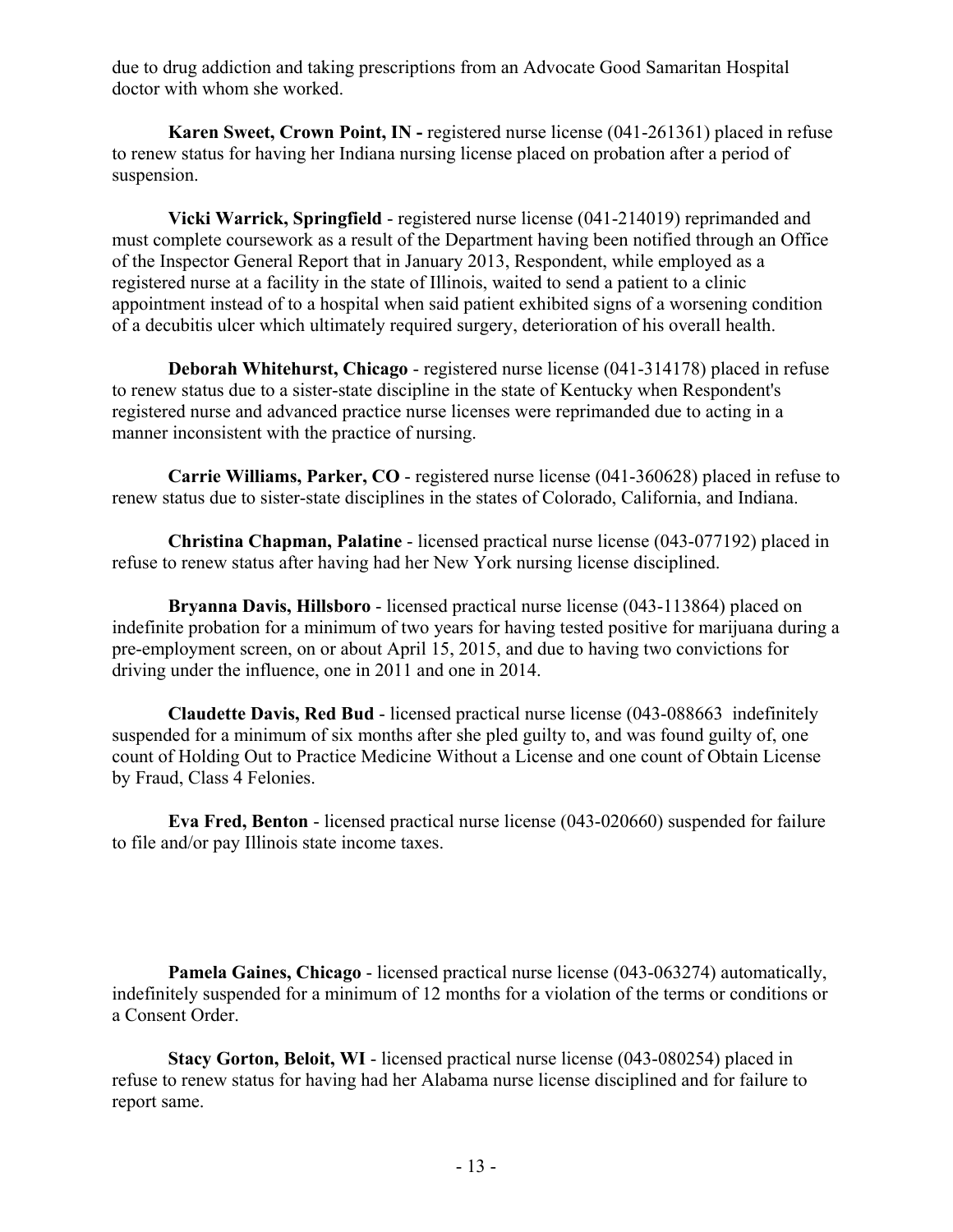due to drug addiction and taking prescriptions from an Advocate Good Samaritan Hospital doctor with whom she worked.

**Karen Sweet, Crown Point, IN -** registered nurse license (041-261361) placed in refuse to renew status for having her Indiana nursing license placed on probation after a period of suspension.

**Vicki Warrick, Springfield** - registered nurse license (041-214019) reprimanded and must complete coursework as a result of the Department having been notified through an Office of the Inspector General Report that in January 2013, Respondent, while employed as a registered nurse at a facility in the state of Illinois, waited to send a patient to a clinic appointment instead of to a hospital when said patient exhibited signs of a worsening condition of a decubitis ulcer which ultimately required surgery, deterioration of his overall health.

**Deborah Whitehurst, Chicago** - registered nurse license (041-314178) placed in refuse to renew status due to a sister-state discipline in the state of Kentucky when Respondent's registered nurse and advanced practice nurse licenses were reprimanded due to acting in a manner inconsistent with the practice of nursing.

**Carrie Williams, Parker, CO** - registered nurse license (041-360628) placed in refuse to renew status due to sister-state disciplines in the states of Colorado, California, and Indiana.

**Christina Chapman, Palatine** - licensed practical nurse license (043-077192) placed in refuse to renew status after having had her New York nursing license disciplined.

**Bryanna Davis, Hillsboro** - licensed practical nurse license (043-113864) placed on indefinite probation for a minimum of two years for having tested positive for marijuana during a pre-employment screen, on or about April 15, 2015, and due to having two convictions for driving under the influence, one in 2011 and one in 2014.

**Claudette Davis, Red Bud** - licensed practical nurse license (043-088663 indefinitely suspended for a minimum of six months after she pled guilty to, and was found guilty of, one count of Holding Out to Practice Medicine Without a License and one count of Obtain License by Fraud, Class 4 Felonies.

**Eva Fred, Benton** - licensed practical nurse license (043-020660) suspended for failure to file and/or pay Illinois state income taxes.

**Pamela Gaines, Chicago** - licensed practical nurse license (043-063274) automatically, indefinitely suspended for a minimum of 12 months for a violation of the terms or conditions or a Consent Order.

**Stacy Gorton, Beloit, WI** - licensed practical nurse license (043-080254) placed in refuse to renew status for having had her Alabama nurse license disciplined and for failure to report same.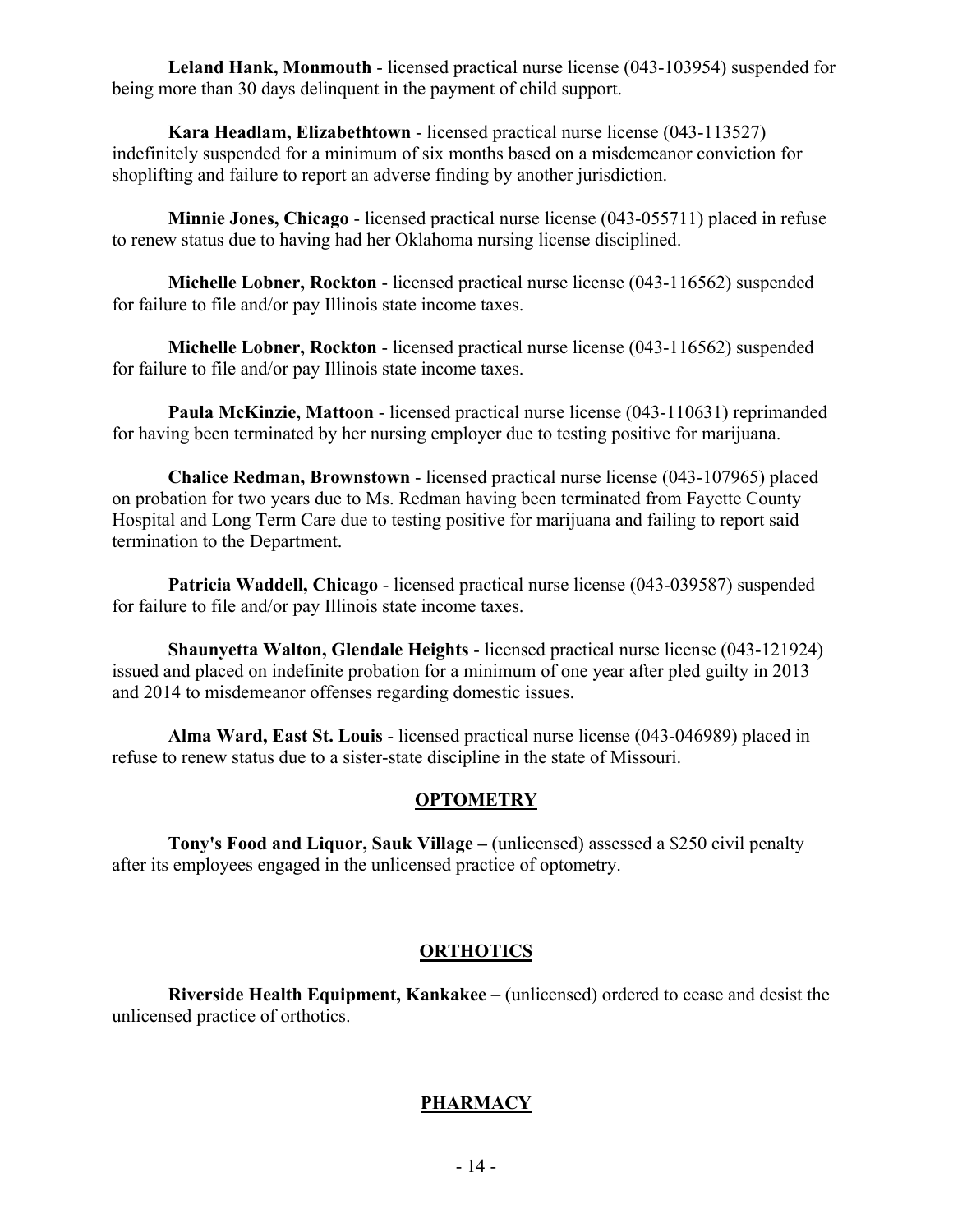**Leland Hank, Monmouth** - licensed practical nurse license (043-103954) suspended for being more than 30 days delinquent in the payment of child support.

**Kara Headlam, Elizabethtown** - licensed practical nurse license (043-113527) indefinitely suspended for a minimum of six months based on a misdemeanor conviction for shoplifting and failure to report an adverse finding by another jurisdiction.

**Minnie Jones, Chicago** - licensed practical nurse license (043-055711) placed in refuse to renew status due to having had her Oklahoma nursing license disciplined.

**Michelle Lobner, Rockton** - licensed practical nurse license (043-116562) suspended for failure to file and/or pay Illinois state income taxes.

**Michelle Lobner, Rockton** - licensed practical nurse license (043-116562) suspended for failure to file and/or pay Illinois state income taxes.

**Paula McKinzie, Mattoon** - licensed practical nurse license (043-110631) reprimanded for having been terminated by her nursing employer due to testing positive for marijuana.

**Chalice Redman, Brownstown** - licensed practical nurse license (043-107965) placed on probation for two years due to Ms. Redman having been terminated from Fayette County Hospital and Long Term Care due to testing positive for marijuana and failing to report said termination to the Department.

**Patricia Waddell, Chicago** - licensed practical nurse license (043-039587) suspended for failure to file and/or pay Illinois state income taxes.

**Shaunyetta Walton, Glendale Heights** - licensed practical nurse license (043-121924) issued and placed on indefinite probation for a minimum of one year after pled guilty in 2013 and 2014 to misdemeanor offenses regarding domestic issues.

**Alma Ward, East St. Louis** - licensed practical nurse license (043-046989) placed in refuse to renew status due to a sister-state discipline in the state of Missouri.

## OPTOMETRY

**Tony's Food and Liquor, Sauk Village –** (unlicensed) assessed a $250 civil penalty after its employees engaged in the unlicensed practice of optometry.

## ORTHOTICS

**Riverside Health Equipment, Kankakee** – (unlicensed) ordered to cease and desist the unlicensed practice of orthotics.

## PHARMACY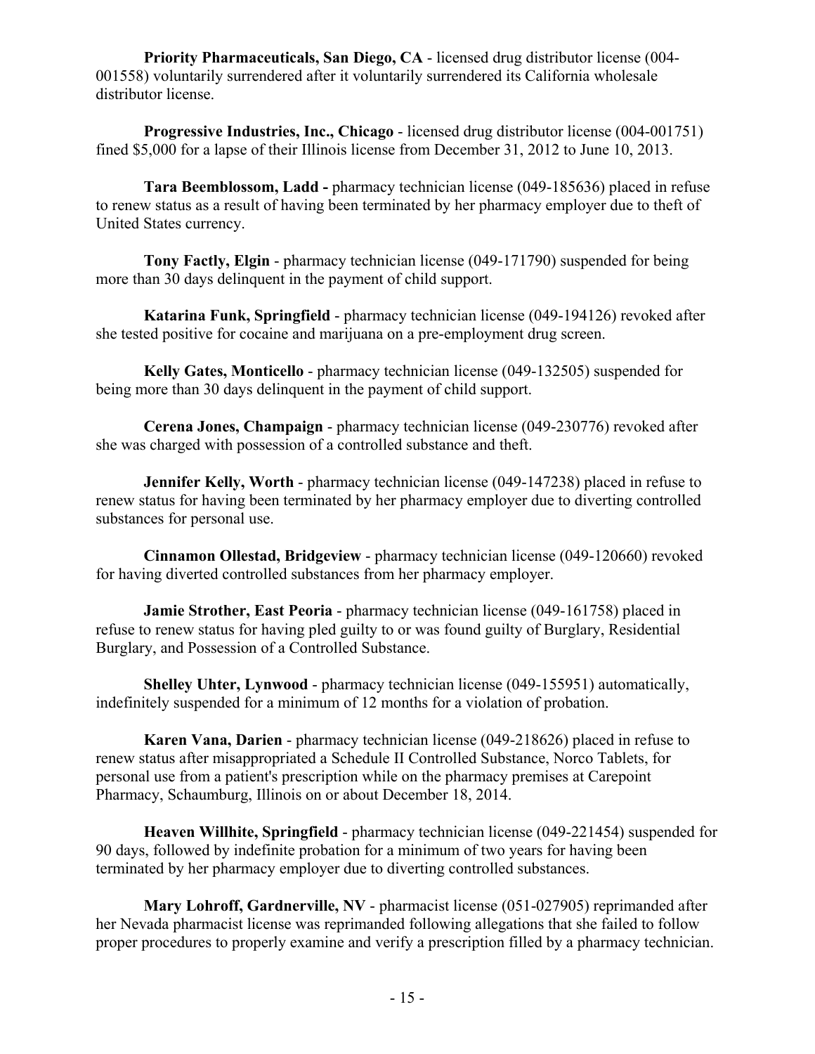**Priority Pharmaceuticals, San Diego, CA** - licensed drug distributor license (004-001558) voluntarily surrendered after it voluntarily surrendered its California wholesale distributor license.

**Progressive Industries, Inc., Chicago** - licensed drug distributor license (004-001751) fined $5,000 for a lapse of their Illinois license from December 31, 2012 to June 10, 2013.

**Tara Beemblossom, Ladd -** pharmacy technician license (049-185636) placed in refuse to renew status as a result of having been terminated by her pharmacy employer due to theft of United States currency.

**Tony Factly, Elgin** - pharmacy technician license (049-171790) suspended for being more than 30 days delinquent in the payment of child support.

**Katarina Funk, Springfield** - pharmacy technician license (049-194126) revoked after she tested positive for cocaine and marijuana on a pre-employment drug screen.

**Kelly Gates, Monticello** - pharmacy technician license (049-132505) suspended for being more than 30 days delinquent in the payment of child support.

**Cerena Jones, Champaign** - pharmacy technician license (049-230776) revoked after she was charged with possession of a controlled substance and theft.

**Jennifer Kelly, Worth** - pharmacy technician license (049-147238) placed in refuse to renew status for having been terminated by her pharmacy employer due to diverting controlled substances for personal use.

**Cinnamon Ollestad, Bridgeview** - pharmacy technician license (049-120660) revoked for having diverted controlled substances from her pharmacy employer.

**Jamie Strother, East Peoria** - pharmacy technician license (049-161758) placed in refuse to renew status for having pled guilty to or was found guilty of Burglary, Residential Burglary, and Possession of a Controlled Substance.

**Shelley Uhter, Lynwood** - pharmacy technician license (049-155951) automatically, indefinitely suspended for a minimum of 12 months for a violation of probation.

**Karen Vana, Darien** - pharmacy technician license (049-218626) placed in refuse to renew status after misappropriated a Schedule II Controlled Substance, Norco Tablets, for personal use from a patient's prescription while on the pharmacy premises at Carepoint Pharmacy, Schaumburg, Illinois on or about December 18, 2014.

**Heaven Willhite, Springfield** - pharmacy technician license (049-221454) suspended for 90 days, followed by indefinite probation for a minimum of two years for having been terminated by her pharmacy employer due to diverting controlled substances.

**Mary Lohroff, Gardnerville, NV** - pharmacist license (051-027905) reprimanded after her Nevada pharmacist license was reprimanded following allegations that she failed to follow proper procedures to properly examine and verify a prescription filled by a pharmacy technician.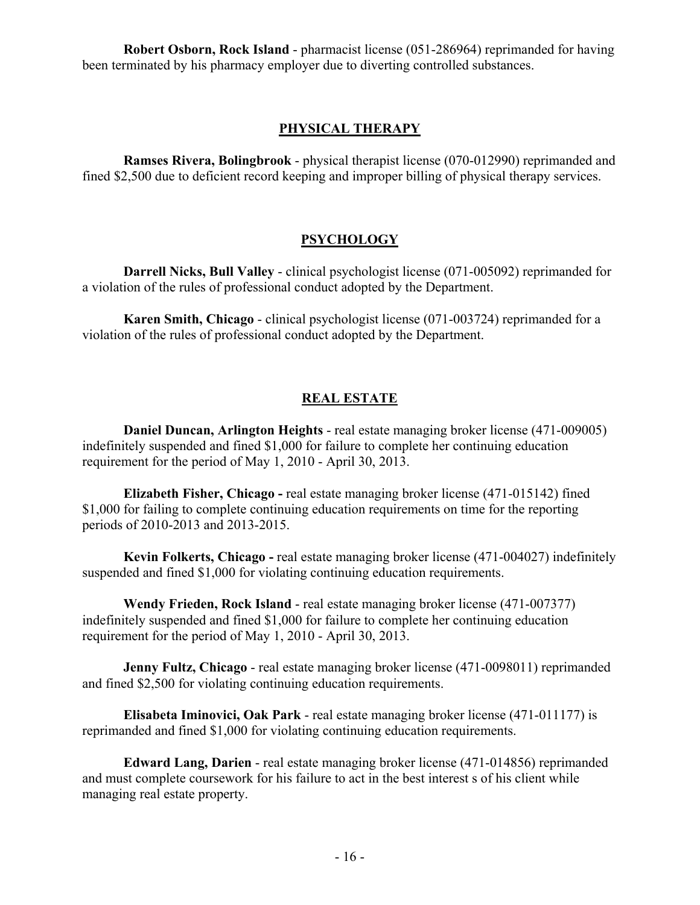**Robert Osborn, Rock Island** - pharmacist license (051-286964) reprimanded for having been terminated by his pharmacy employer due to diverting controlled substances.

## PHYSICAL THERAPY

**Ramses Rivera, Bolingbrook** - physical therapist license (070-012990) reprimanded and fined $2,500 due to deficient record keeping and improper billing of physical therapy services.

## PSYCHOLOGY

**Darrell Nicks, Bull Valley** - clinical psychologist license (071-005092) reprimanded for a violation of the rules of professional conduct adopted by the Department.

**Karen Smith, Chicago** - clinical psychologist license (071-003724) reprimanded for a violation of the rules of professional conduct adopted by the Department.

## REAL ESTATE

**Daniel Duncan, Arlington Heights** - real estate managing broker license (471-009005) indefinitely suspended and fined $1,000 for failure to complete her continuing education requirement for the period of May 1, 2010 - April 30, 2013.

**Elizabeth Fisher, Chicago -** real estate managing broker license (471-015142) fined $1,000 for failing to complete continuing education requirements on time for the reporting periods of 2010-2013 and 2013-2015.

**Kevin Folkerts, Chicago -** real estate managing broker license (471-004027) indefinitely suspended and fined $1,000 for violating continuing education requirements.

**Wendy Frieden, Rock Island** - real estate managing broker license (471-007377) indefinitely suspended and fined $1,000 for failure to complete her continuing education requirement for the period of May 1, 2010 - April 30, 2013.

**Jenny Fultz, Chicago** - real estate managing broker license (471-0098011) reprimanded and fined $2,500 for violating continuing education requirements.

**Elisabeta Iminovici, Oak Park** - real estate managing broker license (471-011177) is reprimanded and fined $1,000 for violating continuing education requirements.

**Edward Lang, Darien** - real estate managing broker license (471-014856) reprimanded and must complete coursework for his failure to act in the best interest s of his client while managing real estate property.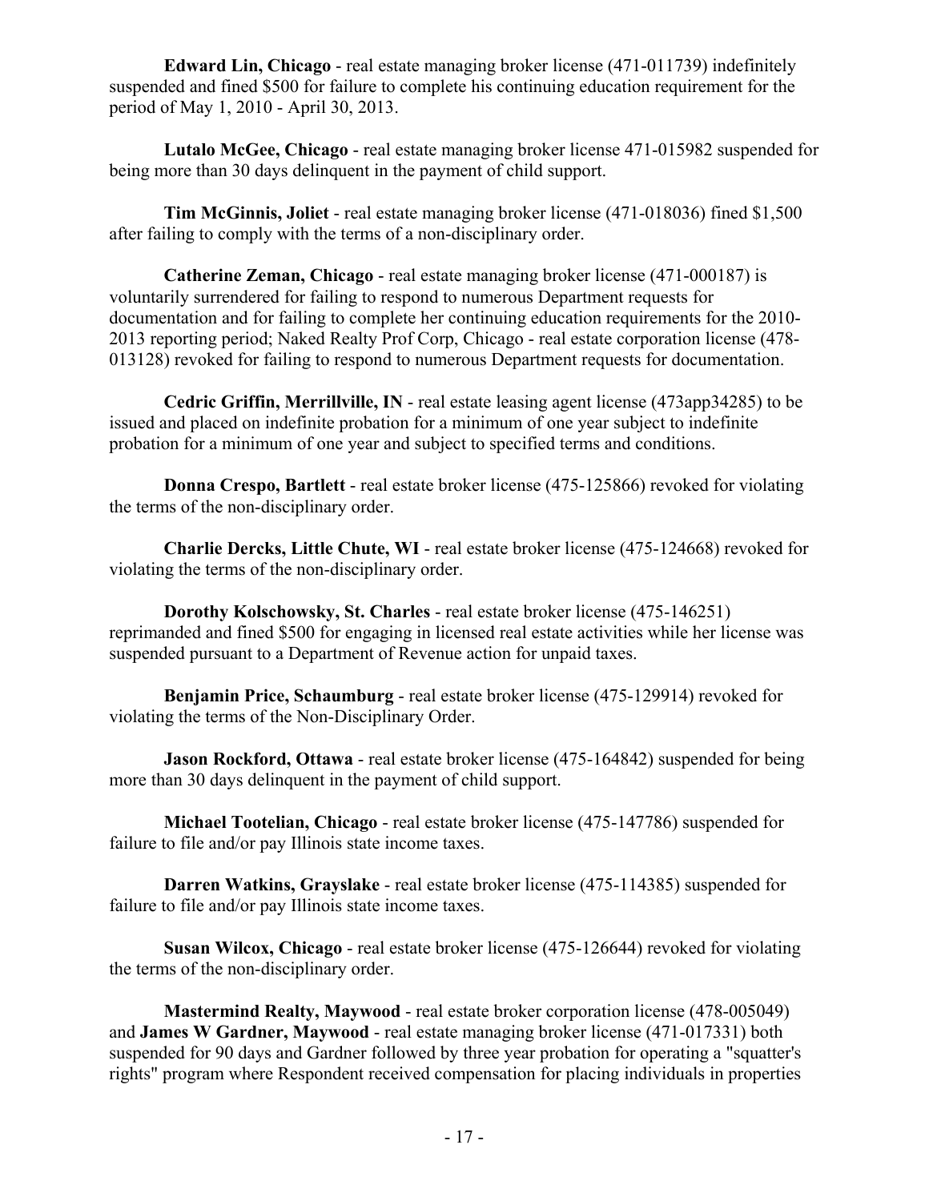**Edward Lin, Chicago** - real estate managing broker license (471-011739) indefinitely suspended and fined $500 for failure to complete his continuing education requirement for the period of May 1, 2010 - April 30, 2013.

**Lutalo McGee, Chicago** - real estate managing broker license 471-015982 suspended for being more than 30 days delinquent in the payment of child support.

**Tim McGinnis, Joliet** - real estate managing broker license (471-018036) fined $1,500 after failing to comply with the terms of a non-disciplinary order.

**Catherine Zeman, Chicago** - real estate managing broker license (471-000187) is voluntarily surrendered for failing to respond to numerous Department requests for documentation and for failing to complete her continuing education requirements for the 2010-2013 reporting period; Naked Realty Prof Corp, Chicago - real estate corporation license (478-013128) revoked for failing to respond to numerous Department requests for documentation.

**Cedric Griffin, Merrillville, IN** - real estate leasing agent license (473app34285) to be issued and placed on indefinite probation for a minimum of one year subject to indefinite probation for a minimum of one year and subject to specified terms and conditions.

**Donna Crespo, Bartlett** - real estate broker license (475-125866) revoked for violating the terms of the non-disciplinary order.

**Charlie Dercks, Little Chute, WI** - real estate broker license (475-124668) revoked for violating the terms of the non-disciplinary order.

**Dorothy Kolschowsky, St. Charles** - real estate broker license (475-146251) reprimanded and fined $500 for engaging in licensed real estate activities while her license was suspended pursuant to a Department of Revenue action for unpaid taxes.

**Benjamin Price, Schaumburg** - real estate broker license (475-129914) revoked for violating the terms of the Non-Disciplinary Order.

**Jason Rockford, Ottawa** - real estate broker license (475-164842) suspended for being more than 30 days delinquent in the payment of child support.

**Michael Tootelian, Chicago** - real estate broker license (475-147786) suspended for failure to file and/or pay Illinois state income taxes.

**Darren Watkins, Grayslake** - real estate broker license (475-114385) suspended for failure to file and/or pay Illinois state income taxes.

**Susan Wilcox, Chicago** - real estate broker license (475-126644) revoked for violating the terms of the non-disciplinary order.

**Mastermind Realty, Maywood** - real estate broker corporation license (478-005049) and **James W Gardner, Maywood** - real estate managing broker license (471-017331) both suspended for 90 days and Gardner followed by three year probation for operating a "squatter's rights" program where Respondent received compensation for placing individuals in properties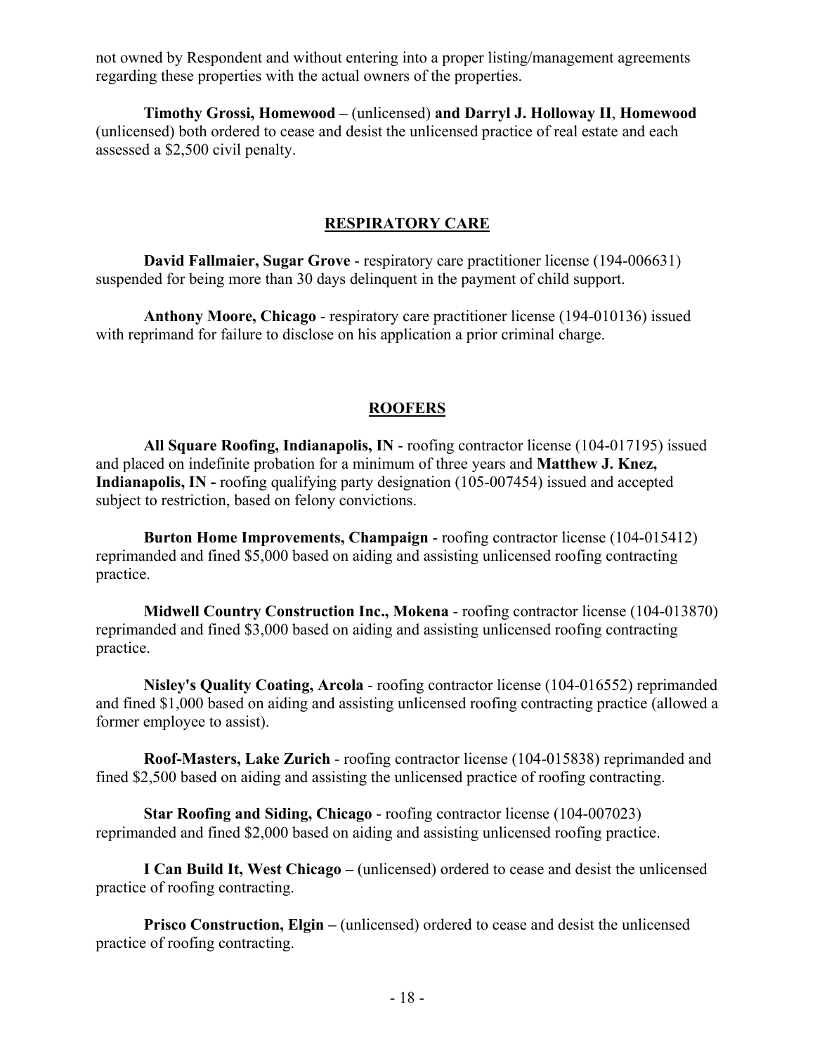not owned by Respondent and without entering into a proper listing/management agreements regarding these properties with the actual owners of the properties.

**Timothy Grossi, Homewood –** (unlicensed) **and Darryl J. Holloway II**, **Homewood** (unlicensed) both ordered to cease and desist the unlicensed practice of real estate and each assessed a $2,500 civil penalty.

## RESPIRATORY CARE

**David Fallmaier, Sugar Grove** - respiratory care practitioner license (194-006631) suspended for being more than 30 days delinquent in the payment of child support.

**Anthony Moore, Chicago** - respiratory care practitioner license (194-010136) issued with reprimand for failure to disclose on his application a prior criminal charge.

## ROOFERS

**All Square Roofing, Indianapolis, IN** - roofing contractor license (104-017195) issued and placed on indefinite probation for a minimum of three years and **Matthew J. Knez, Indianapolis, IN -** roofing qualifying party designation (105-007454) issued and accepted subject to restriction, based on felony convictions.

**Burton Home Improvements, Champaign** - roofing contractor license (104-015412) reprimanded and fined $5,000 based on aiding and assisting unlicensed roofing contracting practice.

**Midwell Country Construction Inc., Mokena** - roofing contractor license (104-013870) reprimanded and fined $3,000 based on aiding and assisting unlicensed roofing contracting practice.

**Nisley's Quality Coating, Arcola** - roofing contractor license (104-016552) reprimanded and fined $1,000 based on aiding and assisting unlicensed roofing contracting practice (allowed a former employee to assist).

**Roof-Masters, Lake Zurich** - roofing contractor license (104-015838) reprimanded and fined $2,500 based on aiding and assisting the unlicensed practice of roofing contracting.

**Star Roofing and Siding, Chicago** - roofing contractor license (104-007023) reprimanded and fined $2,000 based on aiding and assisting unlicensed roofing practice.

**I Can Build It, West Chicago –** (unlicensed) ordered to cease and desist the unlicensed practice of roofing contracting.

**Prisco Construction, Elgin –** (unlicensed) ordered to cease and desist the unlicensed practice of roofing contracting.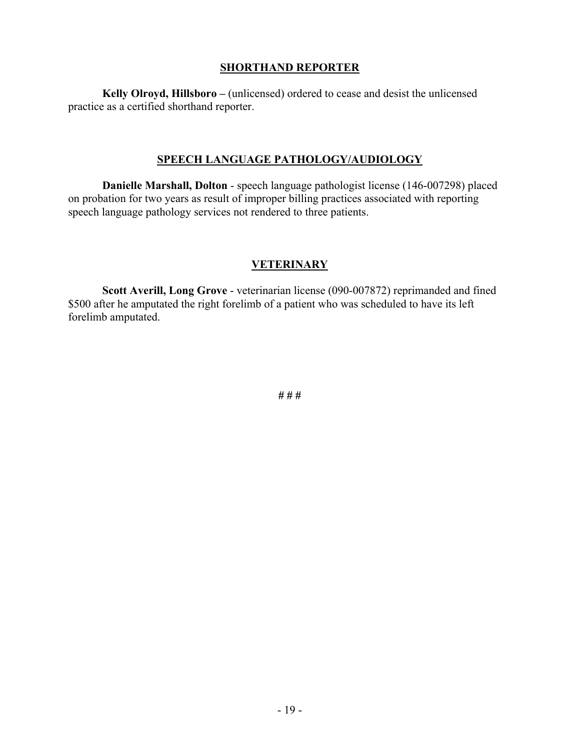## SHORTHAND REPORTER

**Kelly Olroyd, Hillsboro –** (unlicensed) ordered to cease and desist the unlicensed practice as a certified shorthand reporter.

## SPEECH LANGUAGE PATHOLOGY/AUDIOLOGY

**Danielle Marshall, Dolton** - speech language pathologist license (146-007298) placed on probation for two years as result of improper billing practices associated with reporting speech language pathology services not rendered to three patients.

## VETERINARY

**Scott Averill, Long Grove** - veterinarian license (090-007872) reprimanded and fined $500 after he amputated the right forelimb of a patient who was scheduled to have its left forelimb amputated.

# # #